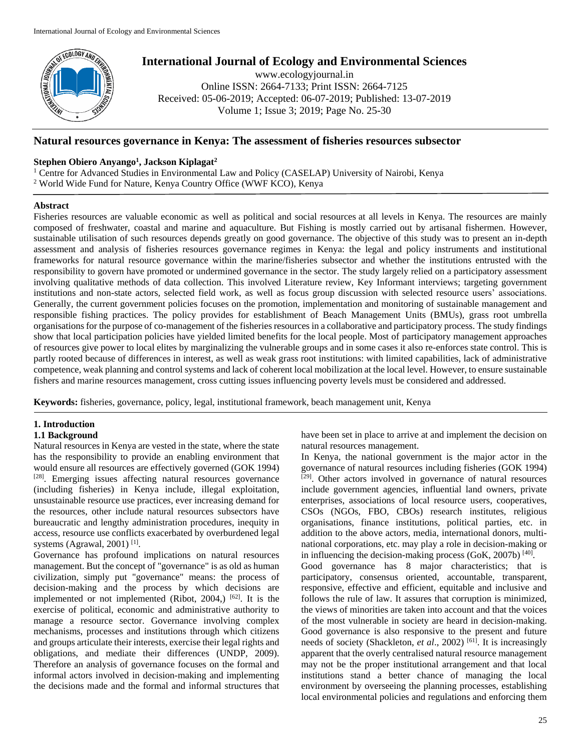# International Journal of Ecology and Environmental Sciences

www.ecologyjournal.in

Online ISSN: 2664-7133; Print ISSN: 2664-7125

Received: 05-06-2019; Accepted: 06-07-2019; Published: 13-07-2019

## Natural resources governance in Kenya: The assessment of fisheries resources subsector

**Stephen Obiero Anyango[1], Jackson Kiplagat[2]**

[1] Centre for Advanced Studies in Environmental Law and Policy (CASELAP) University of Nairobi, Kenya

[2] World Wide Fund for Nature, Kenya Country Office (WWF KCO), Kenya

**Abstract**

Fisheries resources are valuable economic as well as political and social resources at all levels in Kenya. The resources are mainly composed of freshwater, coastal and marine and aquaculture. But Fishing is mostly carried out by artisanal fishermen. However, sustainable utilisation of such resources depends greatly on good governance. The objective of this study was to present an in-depth assessment and analysis of fisheries resources governance regimes in Kenya: the legal and policy instruments and institutional frameworks for natural resource governance within the marine/fisheries subsector and whether the institutions entrusted with the responsibility to govern have promoted or undermined governance in the sector. The study largely relied on a participatory assessment involving qualitative methods of data collection. This involved Literature review, Key Informant interviews; targeting government institutions and non-state actors, selected field work, as well as focus group discussion with selected resource users' associations. Generally, the current government policies focuses on the promotion, implementation and monitoring of sustainable management and responsible fishing practices. The policy provides for establishment of Beach Management Units (BMUs), grass root umbrella organisations for the purpose of co-management of the fisheries resources in a collaborative and participatory process. The study findings show that local participation policies have yielded limited benefits for the local people. Most of participatory management approaches of resources give power to local elites by marginalizing the vulnerable groups and in some cases it also re-enforces state control. This is partly rooted because of differences in interest, as well as weak grass root institutions: with limited capabilities, lack of administrative competence, weak planning and control systems and lack of coherent local mobilization at the local level. However, to ensure sustainable fishers and marine resources management, cross cutting issues influencing poverty levels must be considered and addressed.

**Keywords:** fisheries, governance, policy, legal, institutional framework, beach management unit, Kenya

## 1. Introduction

### 1.1 Background

Natural resources in Kenya are vested in the state, where the state has the responsibility to provide an enabling environment that would ensure all resources are effectively governed (GOK 1994) [28]. Emerging issues affecting natural resources governance (including fisheries) in Kenya include, illegal exploitation, unsustainable resource use practices, ever increasing demand for the resources, other include natural resources subsectors have bureaucratic and lengthy administration procedures, inequity in access, resource use conflicts exacerbated by overburdened legal systems (Agrawal, 2001) [1].

Governance has profound implications on natural resources management. But the concept of "governance" is as old as human civilization, simply put "governance" means: the process of decision-making and the process by which decisions are implemented or not implemented (Ribot, 2004,) [62]. It is the exercise of political, economic and administrative authority to manage a resource sector. Governance involving complex mechanisms, processes and institutions through which citizens and groups articulate their interests, exercise their legal rights and obligations, and mediate their differences (UNDP, 2009). Therefore an analysis of governance focuses on the formal and informal actors involved in decision-making and implementing the decisions made and the formal and informal structures that have been set in place to arrive at and implement the decision on natural resources management.

In Kenya, the national government is the major actor in the governance of natural resources including fisheries (GOK 1994) [29]. Other actors involved in governance of natural resources include government agencies, influential land owners, private enterprises, associations of local resource users, cooperatives, CSOs (NGOs, FBO, CBOs) research institutes, religious organisations, finance institutions, political parties, etc. in addition to the above actors, media, international donors, multi-national corporations, etc. may play a role in decision-making or in influencing the decision-making process (GoK, 2007b) [40].

Good governance has 8 major characteristics; that is participatory, consensus oriented, accountable, transparent, responsive, effective and efficient, equitable and inclusive and follows the rule of law. It assures that corruption is minimized, the views of minorities are taken into account and that the voices of the most vulnerable in society are heard in decision-making. Good governance is also responsive to the present and future needs of society (Shackleton, *et al*., 2002) [61]. It is increasingly apparent that the overly centralised natural resource management may not be the proper institutional arrangement and that local institutions stand a better chance of managing the local environment by overseeing the planning processes, establishing local environmental policies and regulations and enforcing them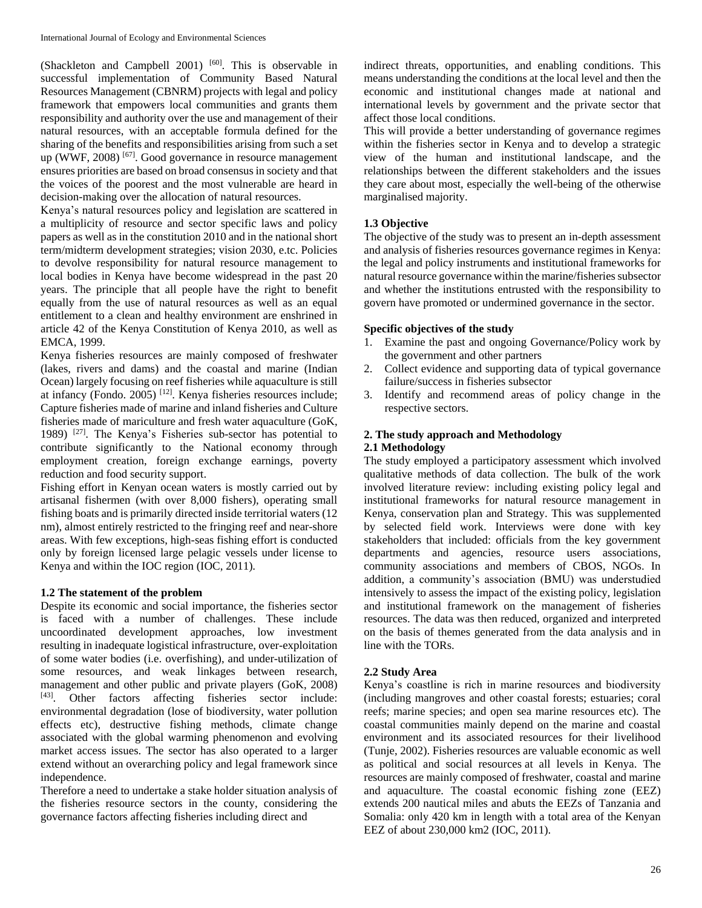(Shackleton and Campbell 2001) [60]. This is observable in successful implementation of Community Based Natural Resources Management (CBNRM) projects with legal and policy framework that empowers local communities and grants them responsibility and authority over the use and management of their natural resources, with an acceptable formula defined for the sharing of the benefits and responsibilities arising from such a set up (WWF, 2008) [67]. Good governance in resource management ensures priorities are based on broad consensus in society and that the voices of the poorest and the most vulnerable are heard in decision-making over the allocation of natural resources.

Kenya's natural resources policy and legislation are scattered in a multiplicity of resource and sector specific laws and policy papers as well as in the constitution 2010 and in the national short term/midterm development strategies; vision 2030, e.t.c. Policies to devolve responsibility for natural resource management to local bodies in Kenya have become widespread in the past 20 years. The principle that all people have the right to benefit equally from the use of natural resources as well as an equal entitlement to a clean and healthy environment are enshrined in article 42 of the Kenya Constitution of Kenya 2010, as well as EMCA, 1999.

Kenya fisheries resources are mainly composed of freshwater (lakes, rivers and dams) and the coastal and marine (Indian Ocean) largely focusing on reef fisheries while aquaculture is still at infancy (Fondo. 2005) [12]. Kenya fisheries resources include; Capture fisheries made of marine and inland fisheries and Culture fisheries made of mariculture and fresh water aquaculture (GoK, 1989) [27]. The Kenya's Fisheries sub-sector has potential to contribute significantly to the National economy through employment creation, foreign exchange earnings, poverty reduction and food security support.

Fishing effort in Kenyan ocean waters is mostly carried out by artisanal fishermen (with over 8,000 fishers), operating small fishing boats and is primarily directed inside territorial waters (12 nm), almost entirely restricted to the fringing reef and near-shore areas. With few exceptions, high-seas fishing effort is conducted only by foreign licensed large pelagic vessels under license to Kenya and within the IOC region (IOC, 2011).

### 1.2 The statement of the problem

Despite its economic and social importance, the fisheries sector is faced with a number of challenges. These include uncoordinated development approaches, low investment resulting in inadequate logistical infrastructure, over-exploitation of some water bodies (i.e. overfishing), and under-utilization of some resources, and weak linkages between research, management and other public and private players (GoK, 2008) [43]. Other factors affecting fisheries sector include: environmental degradation (lose of biodiversity, water pollution effects etc), destructive fishing methods, climate change associated with the global warming phenomenon and evolving market access issues. The sector has also operated to a larger extend without an overarching policy and legal framework since independence.

Therefore a need to undertake a stake holder situation analysis of the fisheries resource sectors in the county, considering the governance factors affecting fisheries including direct and indirect threats, opportunities, and enabling conditions. This means understanding the conditions at the local level and then the economic and institutional changes made at national and international levels by government and the private sector that affect those local conditions.

This will provide a better understanding of governance regimes within the fisheries sector in Kenya and to develop a strategic view of the human and institutional landscape, and the relationships between the different stakeholders and the issues they care about most, especially the well-being of the otherwise marginalised majority.

### 1.3 Objective

The objective of the study was to present an in-depth assessment and analysis of fisheries resources governance regimes in Kenya: the legal and policy instruments and institutional frameworks for natural resource governance within the marine/fisheries subsector and whether the institutions entrusted with the responsibility to govern have promoted or undermined governance in the sector.

**Specific objectives of the study**

1. Examine the past and ongoing Governance/Policy work by the government and other partners
2. Collect evidence and supporting data of typical governance failure/success in fisheries subsector
3. Identify and recommend areas of policy change in the respective sectors.

## 2. The study approach and Methodology

### 2.1 Methodology

The study employed a participatory assessment which involved qualitative methods of data collection. The bulk of the work involved literature review: including existing policy legal and institutional frameworks for natural resource management in Kenya, conservation plan and Strategy. This was supplemented by selected field work. Interviews were done with key stakeholders that included: officials from the key government departments and agencies, resource users associations, community associations and members of CBOS, NGOs. In addition, a community's association (BMU) was understudied intensively to assess the impact of the existing policy, legislation and institutional framework on the management of fisheries resources. The data was then reduced, organized and interpreted on the basis of themes generated from the data analysis and in line with the TORs.

### 2.2 Study Area

Kenya's coastline is rich in marine resources and biodiversity (including mangroves and other coastal forests; estuaries; coral reefs; marine species; and open sea marine resources etc). The coastal communities mainly depend on the marine and coastal environment and its associated resources for their livelihood (Tunje, 2002). Fisheries resources are valuable economic as well as political and social resources at all levels in Kenya. The resources are mainly composed of freshwater, coastal and marine and aquaculture. The coastal economic fishing zone (EEZ) extends 200 nautical miles and abuts the EEZs of Tanzania and Somalia: only 420 km in length with a total area of the Kenyan EEZ of about 230,000 km2 (IOC, 2011).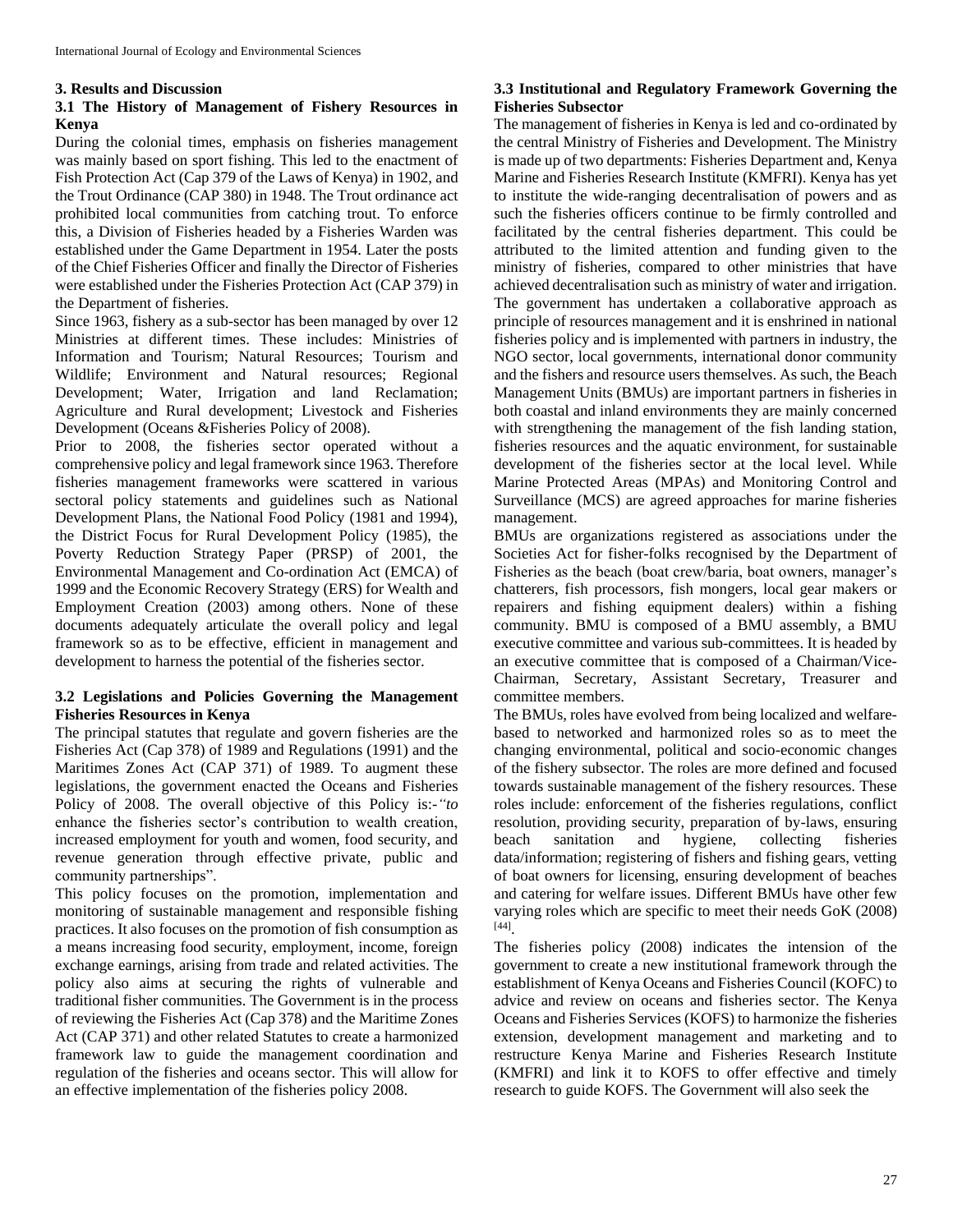## 3. Results and Discussion

### 3.1 The History of Management of Fishery Resources in Kenya

During the colonial times, emphasis on fisheries management was mainly based on sport fishing. This led to the enactment of Fish Protection Act (Cap 379 of the Laws of Kenya) in 1902, and the Trout Ordinance (CAP 380) in 1948. The Trout ordinance act prohibited local communities from catching trout. To enforce this, a Division of Fisheries headed by a Fisheries Warden was established under the Game Department in 1954. Later the posts of the Chief Fisheries Officer and finally the Director of Fisheries were established under the Fisheries Protection Act (CAP 379) in the Department of fisheries.

Since 1963, fishery as a sub-sector has been managed by over 12 Ministries at different times. These includes: Ministries of Information and Tourism; Natural Resources; Tourism and Wildlife; Environment and Natural resources; Regional Development; Water, Irrigation and land Reclamation; Agriculture and Rural development; Livestock and Fisheries Development (Oceans &Fisheries Policy of 2008).

Prior to 2008, the fisheries sector operated without a comprehensive policy and legal framework since 1963. Therefore fisheries management frameworks were scattered in various sectoral policy statements and guidelines such as National Development Plans, the National Food Policy (1981 and 1994), the District Focus for Rural Development Policy (1985), the Poverty Reduction Strategy Paper (PRSP) of 2001, the Environmental Management and Co-ordination Act (EMCA) of 1999 and the Economic Recovery Strategy (ERS) for Wealth and Employment Creation (2003) among others. None of these documents adequately articulate the overall policy and legal framework so as to be effective, efficient in management and development to harness the potential of the fisheries sector.

### 3.2 Legislations and Policies Governing the Management Fisheries Resources in Kenya

The principal statutes that regulate and govern fisheries are the Fisheries Act (Cap 378) of 1989 and Regulations (1991) and the Maritimes Zones Act (CAP 371) of 1989. To augment these legislations, the government enacted the Oceans and Fisheries Policy of 2008. The overall objective of this Policy is:-*"to* enhance the fisheries sector's contribution to wealth creation, increased employment for youth and women, food security, and revenue generation through effective private, public and community partnerships".

This policy focuses on the promotion, implementation and monitoring of sustainable management and responsible fishing practices. It also focuses on the promotion of fish consumption as a means increasing food security, employment, income, foreign exchange earnings, arising from trade and related activities. The policy also aims at securing the rights of vulnerable and traditional fisher communities. The Government is in the process of reviewing the Fisheries Act (Cap 378) and the Maritime Zones Act (CAP 371) and other related Statutes to create a harmonized framework law to guide the management coordination and regulation of the fisheries and oceans sector. This will allow for an effective implementation of the fisheries policy 2008.

### 3.3 Institutional and Regulatory Framework Governing the Fisheries Subsector

The management of fisheries in Kenya is led and co-ordinated by the central Ministry of Fisheries and Development. The Ministry is made up of two departments: Fisheries Department and, Kenya Marine and Fisheries Research Institute (KMFRI). Kenya has yet to institute the wide-ranging decentralisation of powers and as such the fisheries officers continue to be firmly controlled and facilitated by the central fisheries department. This could be attributed to the limited attention and funding given to the ministry of fisheries, compared to other ministries that have achieved decentralisation such as ministry of water and irrigation. The government has undertaken a collaborative approach as principle of resources management and it is enshrined in national fisheries policy and is implemented with partners in industry, the NGO sector, local governments, international donor community and the fishers and resource users themselves. As such, the Beach Management Units (BMUs) are important partners in fisheries in both coastal and inland environments they are mainly concerned with strengthening the management of the fish landing station, fisheries resources and the aquatic environment, for sustainable development of the fisheries sector at the local level. While Marine Protected Areas (MPAs) and Monitoring Control and Surveillance (MCS) are agreed approaches for marine fisheries management.

BMUs are organizations registered as associations under the Societies Act for fisher-folks recognised by the Department of Fisheries as the beach (boat crew/baria, boat owners, manager's chatterers, fish processors, fish mongers, local gear makers or repairers and fishing equipment dealers) within a fishing community. BMU is composed of a BMU assembly, a BMU executive committee and various sub-committees. It is headed by an executive committee that is composed of a Chairman/Vice-Chairman, Secretary, Assistant Secretary, Treasurer and committee members.

The BMUs, roles have evolved from being localized and welfare-based to networked and harmonized roles so as to meet the changing environmental, political and socio-economic changes of the fishery subsector. The roles are more defined and focused towards sustainable management of the fishery resources. These roles include: enforcement of the fisheries regulations, conflict resolution, providing security, preparation of by-laws, ensuring beach sanitation and hygiene, collecting fisheries data/information; registering of fishers and fishing gears, vetting of boat owners for licensing, ensuring development of beaches and catering for welfare issues. Different BMUs have other few varying roles which are specific to meet their needs GoK (2008) [44].

The fisheries policy (2008) indicates the intension of the government to create a new institutional framework through the establishment of Kenya Oceans and Fisheries Council (KOFC) to advice and review on oceans and fisheries sector. The Kenya Oceans and Fisheries Services (KOFS) to harmonize the fisheries extension, development management and marketing and to restructure Kenya Marine and Fisheries Research Institute (KMFRI) and link it to KOFS to offer effective and timely research to guide KOFS. The Government will also seek the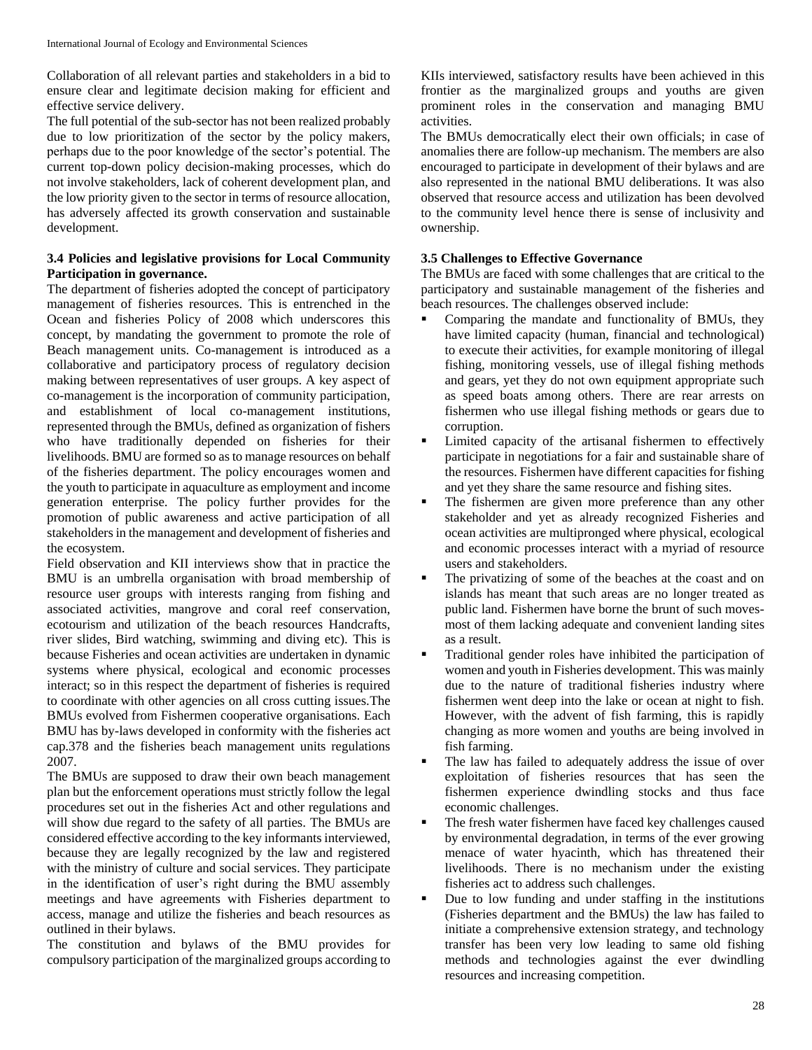Collaboration of all relevant parties and stakeholders in a bid to ensure clear and legitimate decision making for efficient and effective service delivery.

The full potential of the sub-sector has not been realized probably due to low prioritization of the sector by the policy makers, perhaps due to the poor knowledge of the sector's potential. The current top-down policy decision-making processes, which do not involve stakeholders, lack of coherent development plan, and the low priority given to the sector in terms of resource allocation, has adversely affected its growth conservation and sustainable development.

### 3.4 Policies and legislative provisions for Local Community Participation in governance.

The department of fisheries adopted the concept of participatory management of fisheries resources. This is entrenched in the Ocean and fisheries Policy of 2008 which underscores this concept, by mandating the government to promote the role of Beach management units. Co-management is introduced as a collaborative and participatory process of regulatory decision making between representatives of user groups. A key aspect of co-management is the incorporation of community participation, and establishment of local co-management institutions, represented through the BMUs, defined as organization of fishers who have traditionally depended on fisheries for their livelihoods. BMU are formed so as to manage resources on behalf of the fisheries department. The policy encourages women and the youth to participate in aquaculture as employment and income generation enterprise. The policy further provides for the promotion of public awareness and active participation of all stakeholders in the management and development of fisheries and the ecosystem.

Field observation and KII interviews show that in practice the BMU is an umbrella organisation with broad membership of resource user groups with interests ranging from fishing and associated activities, mangrove and coral reef conservation, ecotourism and utilization of the beach resources Handcrafts, river slides, Bird watching, swimming and diving etc). This is because Fisheries and ocean activities are undertaken in dynamic systems where physical, ecological and economic processes interact; so in this respect the department of fisheries is required to coordinate with other agencies on all cross cutting issues.The BMUs evolved from Fishermen cooperative organisations. Each BMU has by-laws developed in conformity with the fisheries act cap.378 and the fisheries beach management units regulations 2007.

The BMUs are supposed to draw their own beach management plan but the enforcement operations must strictly follow the legal procedures set out in the fisheries Act and other regulations and will show due regard to the safety of all parties. The BMUs are considered effective according to the key informants interviewed, because they are legally recognized by the law and registered with the ministry of culture and social services. They participate in the identification of user's right during the BMU assembly meetings and have agreements with Fisheries department to access, manage and utilize the fisheries and beach resources as outlined in their bylaws.

The constitution and bylaws of the BMU provides for compulsory participation of the marginalized groups according to KIIs interviewed, satisfactory results have been achieved in this frontier as the marginalized groups and youths are given prominent roles in the conservation and managing BMU activities.

The BMUs democratically elect their own officials; in case of anomalies there are follow-up mechanism. The members are also encouraged to participate in development of their bylaws and are also represented in the national BMU deliberations. It was also observed that resource access and utilization has been devolved to the community level hence there is sense of inclusivity and ownership.

### 3.5 Challenges to Effective Governance

The BMUs are faced with some challenges that are critical to the participatory and sustainable management of the fisheries and beach resources. The challenges observed include:

- Comparing the mandate and functionality of BMUs, they have limited capacity (human, financial and technological) to execute their activities, for example monitoring of illegal fishing, monitoring vessels, use of illegal fishing methods and gears, yet they do not own equipment appropriate such as speed boats among others. There are rear arrests on fishermen who use illegal fishing methods or gears due to corruption.
- Limited capacity of the artisanal fishermen to effectively participate in negotiations for a fair and sustainable share of the resources. Fishermen have different capacities for fishing and yet they share the same resource and fishing sites.
- The fishermen are given more preference than any other stakeholder and yet as already recognized Fisheries and ocean activities are multipronged where physical, ecological and economic processes interact with a myriad of resource users and stakeholders.
- The privatizing of some of the beaches at the coast and on islands has meant that such areas are no longer treated as public land. Fishermen have borne the brunt of such moves- most of them lacking adequate and convenient landing sites as a result.
- Traditional gender roles have inhibited the participation of women and youth in Fisheries development. This was mainly due to the nature of traditional fisheries industry where fishermen went deep into the lake or ocean at night to fish. However, with the advent of fish farming, this is rapidly changing as more women and youths are being involved in fish farming.
- The law has failed to adequately address the issue of over exploitation of fisheries resources that has seen the fishermen experience dwindling stocks and thus face economic challenges.
- The fresh water fishermen have faced key challenges caused by environmental degradation, in terms of the ever growing menace of water hyacinth, which has threatened their livelihoods. There is no mechanism under the existing fisheries act to address such challenges.
- Due to low funding and under staffing in the institutions (Fisheries department and the BMUs) the law has failed to initiate a comprehensive extension strategy, and technology transfer has been very low leading to same old fishing methods and technologies against the ever dwindling resources and increasing competition.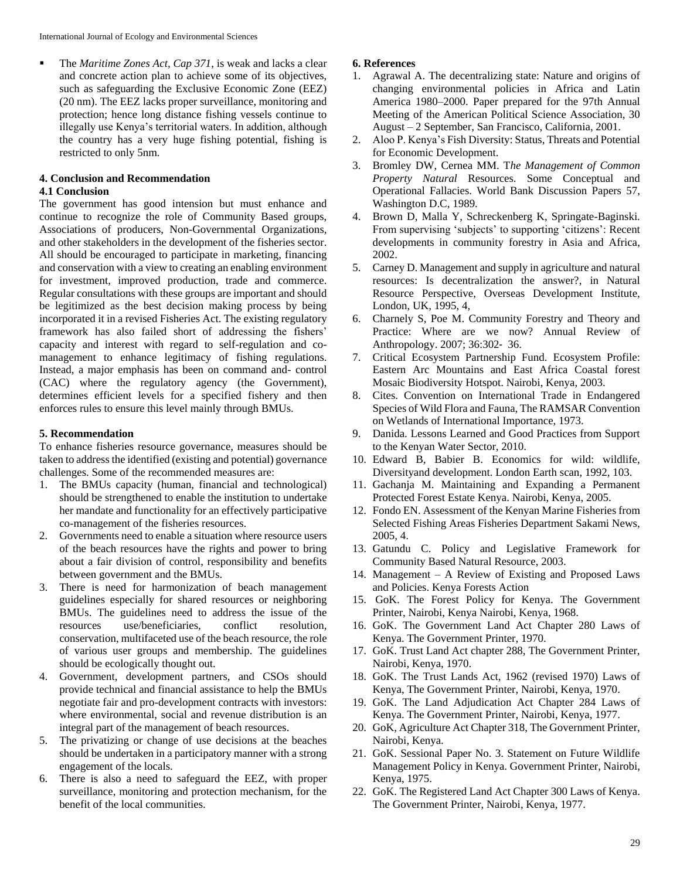- The *Maritime Zones Act, Cap 371*, is weak and lacks a clear and concrete action plan to achieve some of its objectives, such as safeguarding the Exclusive Economic Zone (EEZ) (20 nm). The EEZ lacks proper surveillance, monitoring and protection; hence long distance fishing vessels continue to illegally use Kenya's territorial waters. In addition, although the country has a very huge fishing potential, fishing is restricted to only 5nm.

## 4. Conclusion and Recommendation

### 4.1 Conclusion

The government has good intension but must enhance and continue to recognize the role of Community Based groups, Associations of producers, Non-Governmental Organizations, and other stakeholders in the development of the fisheries sector. All should be encouraged to participate in marketing, financing and conservation with a view to creating an enabling environment for investment, improved production, trade and commerce. Regular consultations with these groups are important and should be legitimized as the best decision making process by being incorporated it in a revised Fisheries Act. The existing regulatory framework has also failed short of addressing the fishers' capacity and interest with regard to self-regulation and co-management to enhance legitimacy of fishing regulations. Instead, a major emphasis has been on command and- control (CAC) where the regulatory agency (the Government), determines efficient levels for a specified fishery and then enforces rules to ensure this level mainly through BMUs.

## 5. Recommendation

To enhance fisheries resource governance, measures should be taken to address the identified (existing and potential) governance challenges. Some of the recommended measures are:

1. The BMUs capacity (human, financial and technological) should be strengthened to enable the institution to undertake her mandate and functionality for an effectively participative co-management of the fisheries resources.
2. Governments need to enable a situation where resource users of the beach resources have the rights and power to bring about a fair division of control, responsibility and benefits between government and the BMUs.
3. There is need for harmonization of beach management guidelines especially for shared resources or neighboring BMUs. The guidelines need to address the issue of the resources use/beneficiaries, conflict resolution, conservation, multifaceted use of the beach resource, the role of various user groups and membership. The guidelines should be ecologically thought out.
4. Government, development partners, and CSOs should provide technical and financial assistance to help the BMUs negotiate fair and pro-development contracts with investors: where environmental, social and revenue distribution is an integral part of the management of beach resources.
5. The privatizing or change of use decisions at the beaches should be undertaken in a participatory manner with a strong engagement of the locals.
6. There is also a need to safeguard the EEZ, with proper surveillance, monitoring and protection mechanism, for the benefit of the local communities.

## 6. References

1. Agrawal A. The decentralizing state: Nature and origins of changing environmental policies in Africa and Latin America 1980–2000. Paper prepared for the 97th Annual Meeting of the American Political Science Association, 30 August – 2 September, San Francisco, California, 2001.
2. Aloo P. Kenya's Fish Diversity: Status, Threats and Potential for Economic Development.
3. Bromley DW, Cernea MM. T*he Management of Common Property Natural* Resources. Some Conceptual and Operational Fallacies. World Bank Discussion Papers 57, Washington D.C, 1989.
4. Brown D, Malla Y, Schreckenberg K, Springate-Baginski. From supervising 'subjects' to supporting 'citizens': Recent developments in community forestry in Asia and Africa, 2002.
5. Carney D. Management and supply in agriculture and natural resources: Is decentralization the answer?, in Natural Resource Perspective, Overseas Development Institute, London, UK, 1995, 4,
6. Charnely S, Poe M. Community Forestry and Theory and Practice: Where are we now? Annual Review of Anthropology. 2007; 36:302- 36.
7. Critical Ecosystem Partnership Fund. Ecosystem Profile: Eastern Arc Mountains and East Africa Coastal forest Mosaic Biodiversity Hotspot. Nairobi, Kenya, 2003.
8. Cites. Convention on International Trade in Endangered Species of Wild Flora and Fauna, The RAMSAR Convention on Wetlands of International Importance, 1973.
9. Danida. Lessons Learned and Good Practices from Support to the Kenyan Water Sector, 2010.
10. Edward B, Babier B. Economics for wild: wildlife, Diversityand development. London Earth scan, 1992, 103.
11. Gachanja M. Maintaining and Expanding a Permanent Protected Forest Estate Kenya. Nairobi, Kenya, 2005.
12. Fondo EN. Assessment of the Kenyan Marine Fisheries from Selected Fishing Areas Fisheries Department Sakami News, 2005, 4.
13. Gatundu C. Policy and Legislative Framework for Community Based Natural Resource, 2003.
14. Management – A Review of Existing and Proposed Laws and Policies. Kenya Forests Action
15. GoK. The Forest Policy for Kenya. The Government Printer, Nairobi, Kenya Nairobi, Kenya, 1968.
16. GoK. The Government Land Act Chapter 280 Laws of Kenya. The Government Printer, 1970.
17. GoK. Trust Land Act chapter 288, The Government Printer, Nairobi, Kenya, 1970.
18. GoK. The Trust Lands Act, 1962 (revised 1970) Laws of Kenya, The Government Printer, Nairobi, Kenya, 1970.
19. GoK. The Land Adjudication Act Chapter 284 Laws of Kenya. The Government Printer, Nairobi, Kenya, 1977.
20. GoK, Agriculture Act Chapter 318, The Government Printer, Nairobi, Kenya.
21. GoK. Sessional Paper No. 3. Statement on Future Wildlife Management Policy in Kenya. Government Printer, Nairobi, Kenya, 1975.
22. GoK. The Registered Land Act Chapter 300 Laws of Kenya. The Government Printer, Nairobi, Kenya, 1977.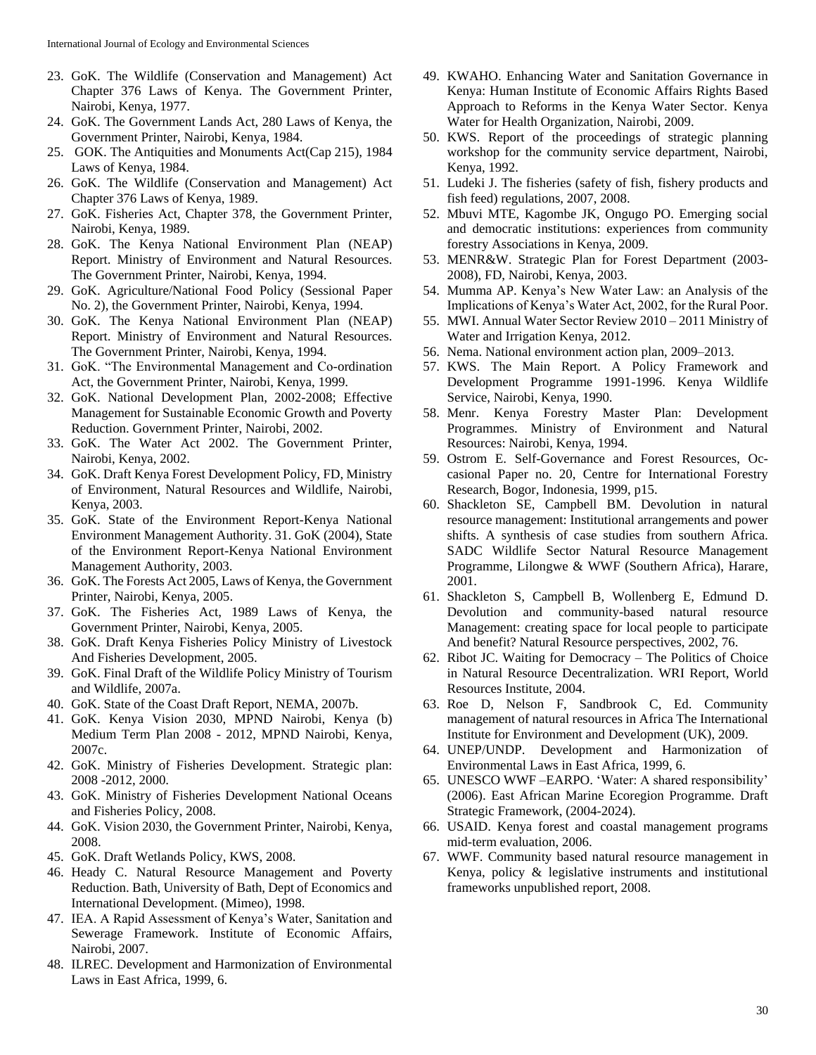23. GoK. The Wildlife (Conservation and Management) Act Chapter 376 Laws of Kenya. The Government Printer, Nairobi, Kenya, 1977.
24. GoK. The Government Lands Act, 280 Laws of Kenya, the Government Printer, Nairobi, Kenya, 1984.
25. GOK. The Antiquities and Monuments Act(Cap 215), 1984 Laws of Kenya, 1984.
26. GoK. The Wildlife (Conservation and Management) Act Chapter 376 Laws of Kenya, 1989.
27. GoK. Fisheries Act, Chapter 378, the Government Printer, Nairobi, Kenya, 1989.
28. GoK. The Kenya National Environment Plan (NEAP) Report. Ministry of Environment and Natural Resources. The Government Printer, Nairobi, Kenya, 1994.
29. GoK. Agriculture/National Food Policy (Sessional Paper No. 2), the Government Printer, Nairobi, Kenya, 1994.
30. GoK. The Kenya National Environment Plan (NEAP) Report. Ministry of Environment and Natural Resources. The Government Printer, Nairobi, Kenya, 1994.
31. GoK. "The Environmental Management and Co-ordination Act, the Government Printer, Nairobi, Kenya, 1999.
32. GoK. National Development Plan, 2002-2008; Effective Management for Sustainable Economic Growth and Poverty Reduction. Government Printer, Nairobi, 2002.
33. GoK. The Water Act 2002. The Government Printer, Nairobi, Kenya, 2002.
34. GoK. Draft Kenya Forest Development Policy, FD, Ministry of Environment, Natural Resources and Wildlife, Nairobi, Kenya, 2003.
35. GoK. State of the Environment Report-Kenya National Environment Management Authority. 31. GoK (2004), State of the Environment Report-Kenya National Environment Management Authority, 2003.
36. GoK. The Forests Act 2005, Laws of Kenya, the Government Printer, Nairobi, Kenya, 2005.
37. GoK. The Fisheries Act, 1989 Laws of Kenya, the Government Printer, Nairobi, Kenya, 2005.
38. GoK. Draft Kenya Fisheries Policy Ministry of Livestock And Fisheries Development, 2005.
39. GoK. Final Draft of the Wildlife Policy Ministry of Tourism and Wildlife, 2007a.
40. GoK. State of the Coast Draft Report, NEMA, 2007b.
41. GoK. Kenya Vision 2030, MPND Nairobi, Kenya (b) Medium Term Plan 2008 - 2012, MPND Nairobi, Kenya, 2007c.
42. GoK. Ministry of Fisheries Development. Strategic plan: 2008 -2012, 2000.
43. GoK. Ministry of Fisheries Development National Oceans and Fisheries Policy, 2008.
44. GoK. Vision 2030, the Government Printer, Nairobi, Kenya, 2008.
45. GoK. Draft Wetlands Policy, KWS, 2008.
46. Heady C. Natural Resource Management and Poverty Reduction. Bath, University of Bath, Dept of Economics and International Development. (Mimeo), 1998.
47. IEA. A Rapid Assessment of Kenya's Water, Sanitation and Sewerage Framework. Institute of Economic Affairs, Nairobi, 2007.
48. ILREC. Development and Harmonization of Environmental Laws in East Africa, 1999, 6.
49. KWAHO. Enhancing Water and Sanitation Governance in Kenya: Human Institute of Economic Affairs Rights Based Approach to Reforms in the Kenya Water Sector. Kenya Water for Health Organization, Nairobi, 2009.
50. KWS. Report of the proceedings of strategic planning workshop for the community service department, Nairobi, Kenya, 1992.
51. Ludeki J. The fisheries (safety of fish, fishery products and fish feed) regulations, 2007, 2008.
52. Mbuvi MTE, Kagombe JK, Ongugo PO. Emerging social and democratic institutions: experiences from community forestry Associations in Kenya, 2009.
53. MENR&W. Strategic Plan for Forest Department (2003-2008), FD, Nairobi, Kenya, 2003.
54. Mumma AP. Kenya's New Water Law: an Analysis of the Implications of Kenya's Water Act, 2002, for the Rural Poor.
55. MWI. Annual Water Sector Review 2010 – 2011 Ministry of Water and Irrigation Kenya, 2012.
56. Nema. National environment action plan, 2009–2013.
57. KWS. The Main Report. A Policy Framework and Development Programme 1991-1996. Kenya Wildlife Service, Nairobi, Kenya, 1990.
58. Menr. Kenya Forestry Master Plan: Development Programmes. Ministry of Environment and Natural Resources: Nairobi, Kenya, 1994.
59. Ostrom E. Self-Governance and Forest Resources, Occasional Paper no. 20, Centre for International Forestry Research, Bogor, Indonesia, 1999, p15.
60. Shackleton SE, Campbell BM. Devolution in natural resource management: Institutional arrangements and power shifts. A synthesis of case studies from southern Africa. SADC Wildlife Sector Natural Resource Management Programme, Lilongwe & WWF (Southern Africa), Harare, 2001.
61. Shackleton S, Campbell B, Wollenberg E, Edmund D. Devolution and community-based natural resource Management: creating space for local people to participate And benefit? Natural Resource perspectives, 2002, 76.
62. Ribot JC. Waiting for Democracy – The Politics of Choice in Natural Resource Decentralization. WRI Report, World Resources Institute, 2004.
63. Roe D, Nelson F, Sandbrook C, Ed. Community management of natural resources in Africa The International Institute for Environment and Development (UK), 2009.
64. UNEP/UNDP. Development and Harmonization of Environmental Laws in East Africa, 1999, 6.
65. UNESCO WWF –EARPO. 'Water: A shared responsibility' (2006). East African Marine Ecoregion Programme. Draft Strategic Framework, (2004-2024).
66. USAID. Kenya forest and coastal management programs mid-term evaluation, 2006.
67. WWF. Community based natural resource management in Kenya, policy & legislative instruments and institutional frameworks unpublished report, 2008.